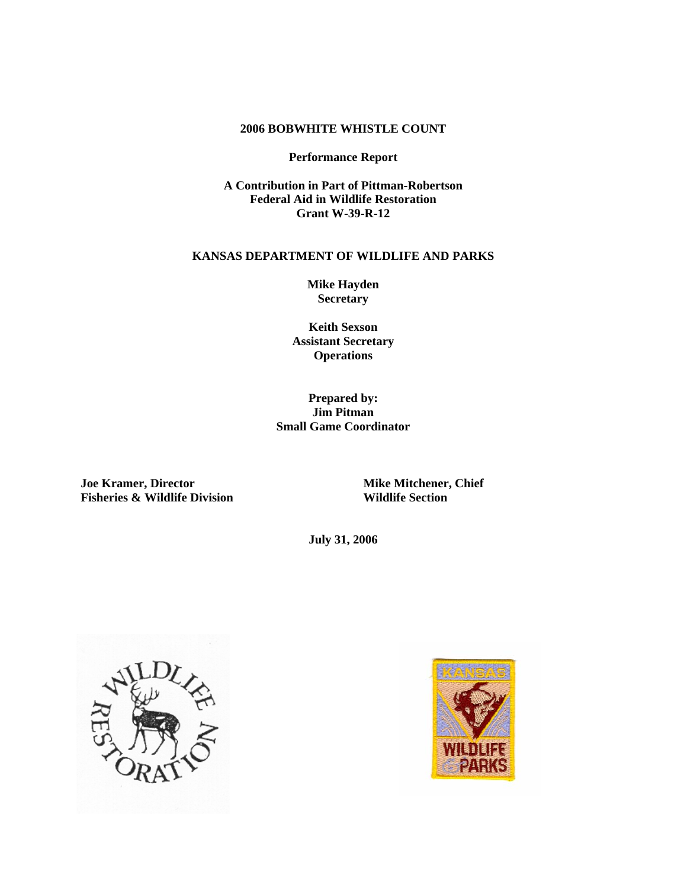# 2006 BOBWHITE WHISTLE COUNT

**Performance Report**

**A Contribution in Part of Pittman-Robertson**
**Federal Aid in Wildlife Restoration**
**Grant W-39-R-12**

**KANSAS DEPARTMENT OF WILDLIFE AND PARKS**

**Mike Hayden**
**Secretary**

**Keith Sexson**
**Assistant Secretary**
**Operations**

**Prepared by:**
**Jim Pitman**
**Small Game Coordinator**

**Joe Kramer, Director**
**Fisheries & Wildlife Division**

**Mike Mitchener, Chief**
**Wildlife Section**

**July 31, 2006**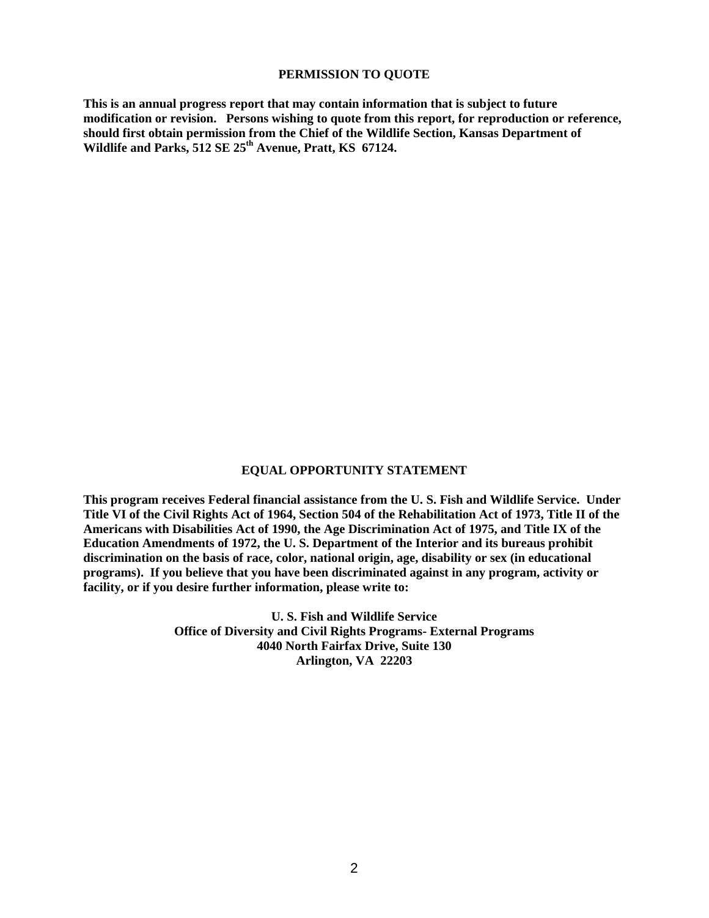## PERMISSION TO QUOTE

**This is an annual progress report that may contain information that is subject to future modification or revision. Persons wishing to quote from this report, for reproduction or reference, should first obtain permission from the Chief of the Wildlife Section, Kansas Department of Wildlife and Parks, 512 SE 25th Avenue, Pratt, KS 67124.**

## EQUAL OPPORTUNITY STATEMENT

**This program receives Federal financial assistance from the U. S. Fish and Wildlife Service. Under Title VI of the Civil Rights Act of 1964, Section 504 of the Rehabilitation Act of 1973, Title II of the Americans with Disabilities Act of 1990, the Age Discrimination Act of 1975, and Title IX of the Education Amendments of 1972, the U. S. Department of the Interior and its bureaus prohibit discrimination on the basis of race, color, national origin, age, disability or sex (in educational programs). If you believe that you have been discriminated against in any program, activity or facility, or if you desire further information, please write to:**

**U. S. Fish and Wildlife Service**
**Office of Diversity and Civil Rights Programs- External Programs**
**4040 North Fairfax Drive, Suite 130**
**Arlington, VA 22203**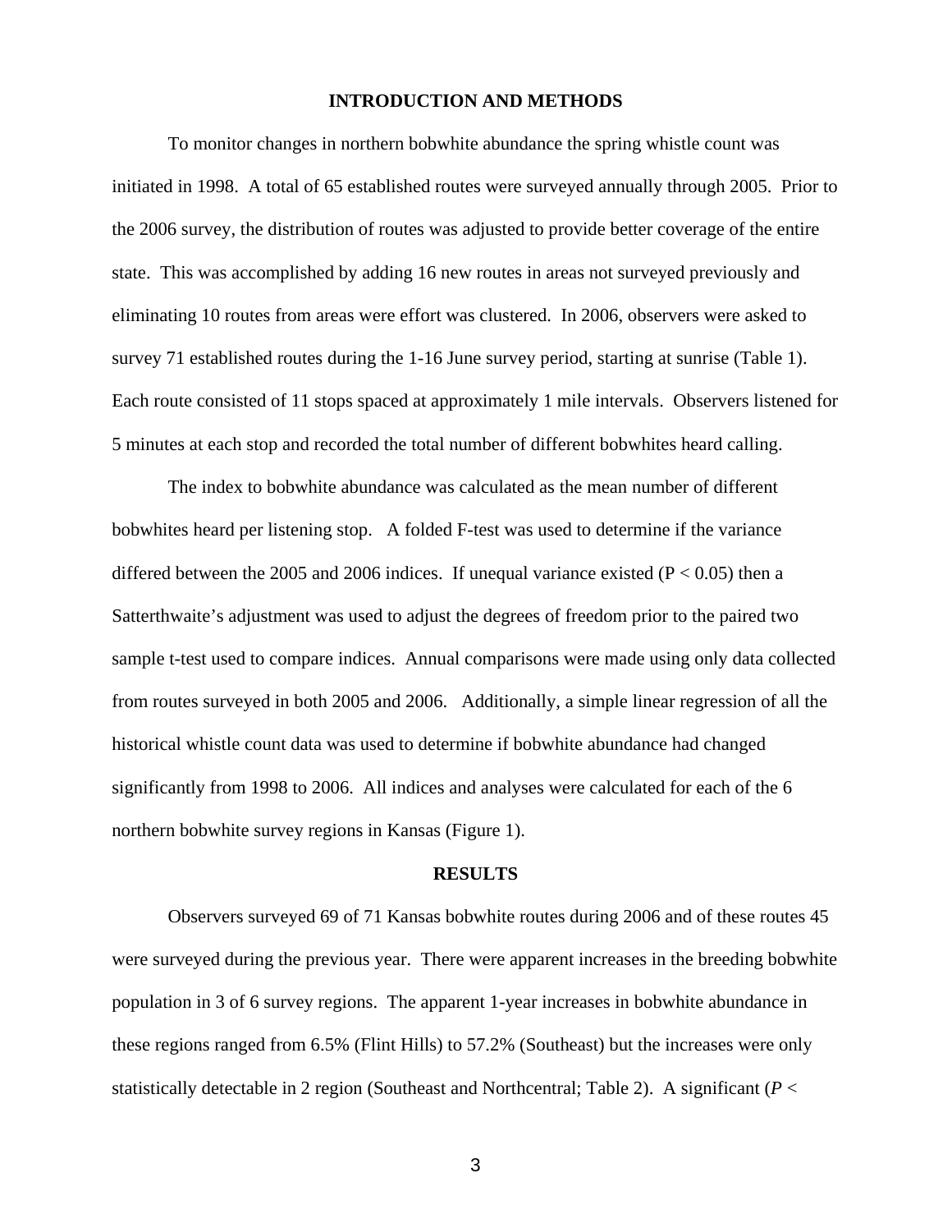## INTRODUCTION AND METHODS

To monitor changes in northern bobwhite abundance the spring whistle count was initiated in 1998. A total of 65 established routes were surveyed annually through 2005. Prior to the 2006 survey, the distribution of routes was adjusted to provide better coverage of the entire state. This was accomplished by adding 16 new routes in areas not surveyed previously and eliminating 10 routes from areas were effort was clustered. In 2006, observers were asked to survey 71 established routes during the 1-16 June survey period, starting at sunrise (Table 1). Each route consisted of 11 stops spaced at approximately 1 mile intervals. Observers listened for 5 minutes at each stop and recorded the total number of different bobwhites heard calling.

The index to bobwhite abundance was calculated as the mean number of different bobwhites heard per listening stop. A folded F-test was used to determine if the variance differed between the 2005 and 2006 indices. If unequal variance existed ($P < 0.05$) then a Satterthwaite's adjustment was used to adjust the degrees of freedom prior to the paired two sample t-test used to compare indices. Annual comparisons were made using only data collected from routes surveyed in both 2005 and 2006. Additionally, a simple linear regression of all the historical whistle count data was used to determine if bobwhite abundance had changed significantly from 1998 to 2006. All indices and analyses were calculated for each of the 6 northern bobwhite survey regions in Kansas (Figure 1).

## RESULTS

Observers surveyed 69 of 71 Kansas bobwhite routes during 2006 and of these routes 45 were surveyed during the previous year. There were apparent increases in the breeding bobwhite population in 3 of 6 survey regions. The apparent 1-year increases in bobwhite abundance in these regions ranged from 6.5% (Flint Hills) to 57.2% (Southeast) but the increases were only statistically detectable in 2 region (Southeast and Northcentral; Table 2). A significant ($P <$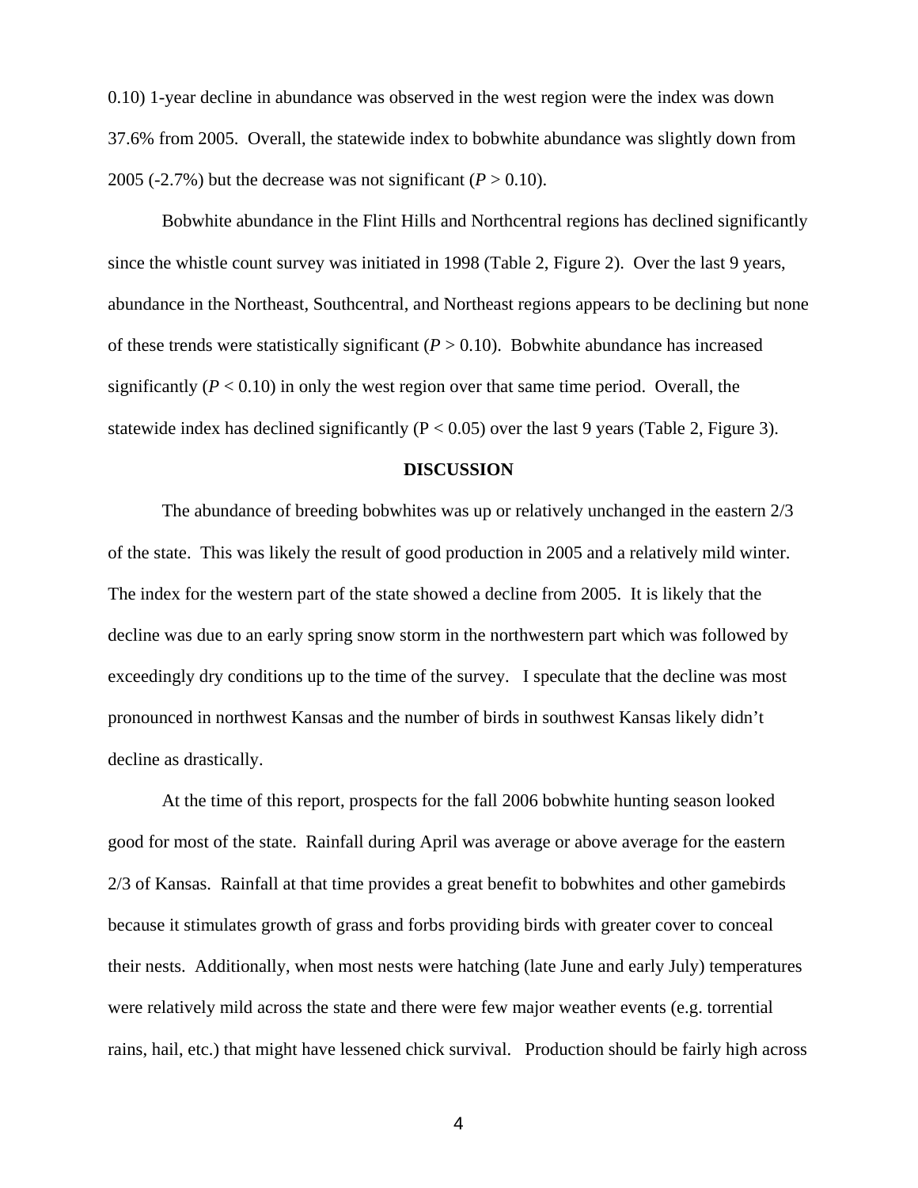0.10) 1-year decline in abundance was observed in the west region were the index was down 37.6% from 2005. Overall, the statewide index to bobwhite abundance was slightly down from 2005 (-2.7%) but the decrease was not significant (*P* > 0.10).

Bobwhite abundance in the Flint Hills and Northcentral regions has declined significantly since the whistle count survey was initiated in 1998 (Table 2, Figure 2). Over the last 9 years, abundance in the Northeast, Southcentral, and Northeast regions appears to be declining but none of these trends were statistically significant (*P* > 0.10). Bobwhite abundance has increased significantly (*P* < 0.10) in only the west region over that same time period. Overall, the statewide index has declined significantly (P < 0.05) over the last 9 years (Table 2, Figure 3).

## DISCUSSION

The abundance of breeding bobwhites was up or relatively unchanged in the eastern 2/3 of the state. This was likely the result of good production in 2005 and a relatively mild winter. The index for the western part of the state showed a decline from 2005. It is likely that the decline was due to an early spring snow storm in the northwestern part which was followed by exceedingly dry conditions up to the time of the survey. I speculate that the decline was most pronounced in northwest Kansas and the number of birds in southwest Kansas likely didn't decline as drastically.

At the time of this report, prospects for the fall 2006 bobwhite hunting season looked good for most of the state. Rainfall during April was average or above average for the eastern 2/3 of Kansas. Rainfall at that time provides a great benefit to bobwhites and other gamebirds because it stimulates growth of grass and forbs providing birds with greater cover to conceal their nests. Additionally, when most nests were hatching (late June and early July) temperatures were relatively mild across the state and there were few major weather events (e.g. torrential rains, hail, etc.) that might have lessened chick survival. Production should be fairly high across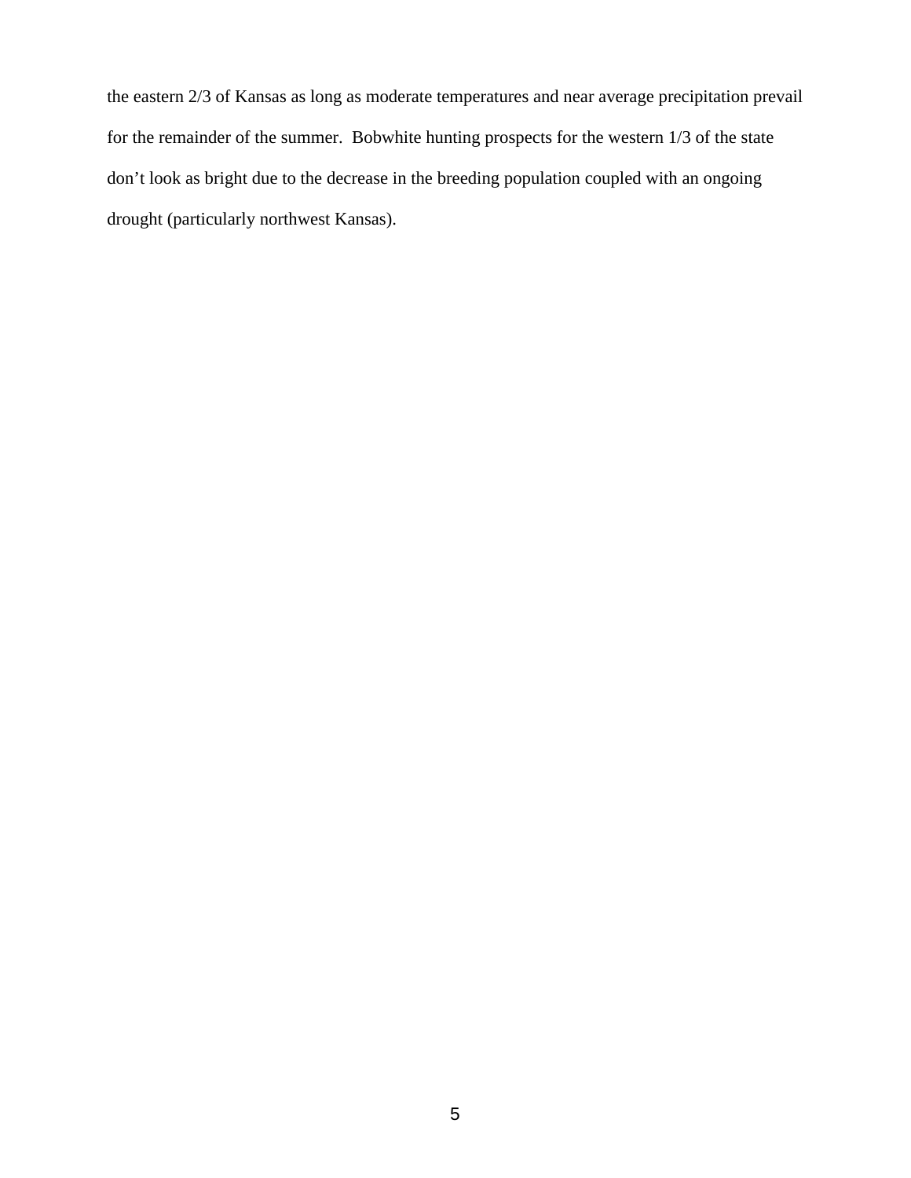the eastern 2/3 of Kansas as long as moderate temperatures and near average precipitation prevail for the remainder of the summer.  Bobwhite hunting prospects for the western 1/3 of the state don't look as bright due to the decrease in the breeding population coupled with an ongoing drought (particularly northwest Kansas).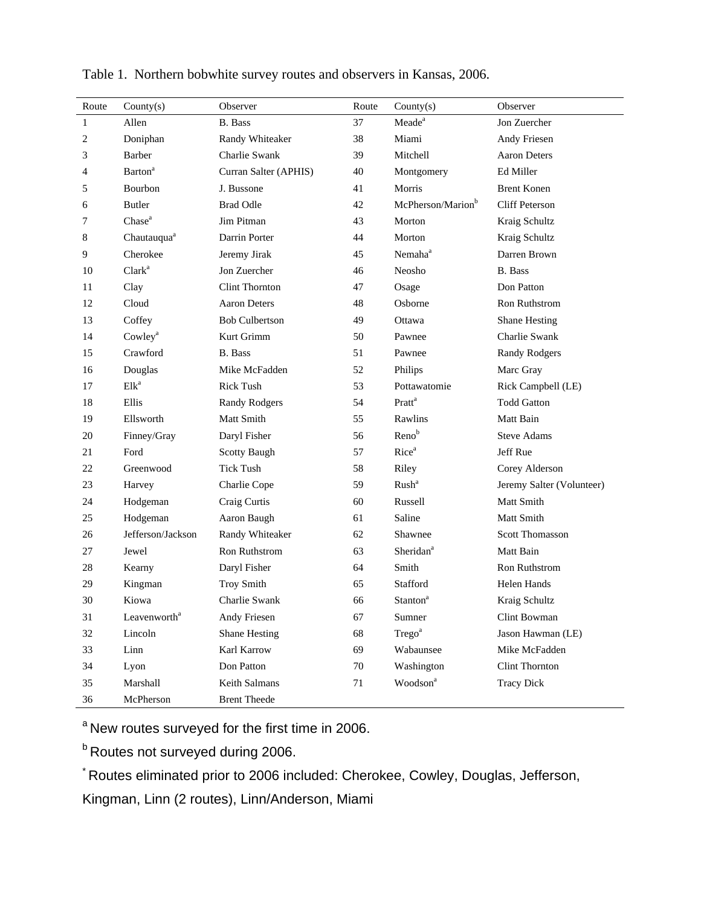Table 1. Northern bobwhite survey routes and observers in Kansas, 2006.

| Route | County(s) | Observer | Route | County(s) | Observer |
|---|---|---|---|---|---|
| 1 | Allen | B. Bass | 37 | Meade[a] | Jon Zuercher |
| 2 | Doniphan | Randy Whiteaker | 38 | Miami | Andy Friesen |
| 3 | Barber | Charlie Swank | 39 | Mitchell | Aaron Deters |
| 4 | Barton[a] | Curran Salter (APHIS) | 40 | Montgomery | Ed Miller |
| 5 | Bourbon | J. Bussone | 41 | Morris | Brent Konen |
| 6 | Butler | Brad Odle | 42 | McPherson/Marion[b] | Cliff Peterson |
| 7 | Chase[a] | Jim Pitman | 43 | Morton | Kraig Schultz |
| 8 | Chautauqua[a] | Darrin Porter | 44 | Morton | Kraig Schultz |
| 9 | Cherokee | Jeremy Jirak | 45 | Nemaha[a] | Darren Brown |
| 10 | Clark[a] | Jon Zuercher | 46 | Neosho | B. Bass |
| 11 | Clay | Clint Thornton | 47 | Osage | Don Patton |
| 12 | Cloud | Aaron Deters | 48 | Osborne | Ron Ruthstrom |
| 13 | Coffey | Bob Culbertson | 49 | Ottawa | Shane Hesting |
| 14 | Cowley[a] | Kurt Grimm | 50 | Pawnee | Charlie Swank |
| 15 | Crawford | B. Bass | 51 | Pawnee | Randy Rodgers |
| 16 | Douglas | Mike McFadden | 52 | Philips | Marc Gray |
| 17 | Elk[a] | Rick Tush | 53 | Pottawatomie | Rick Campbell (LE) |
| 18 | Ellis | Randy Rodgers | 54 | Pratt[a] | Todd Gatton |
| 19 | Ellsworth | Matt Smith | 55 | Rawlins | Matt Bain |
| 20 | Finney/Gray | Daryl Fisher | 56 | Reno[b] | Steve Adams |
| 21 | Ford | Scotty Baugh | 57 | Rice[a] | Jeff Rue |
| 22 | Greenwood | Tick Tush | 58 | Riley | Corey Alderson |
| 23 | Harvey | Charlie Cope | 59 | Rush[a] | Jeremy Salter (Volunteer) |
| 24 | Hodgeman | Craig Curtis | 60 | Russell | Matt Smith |
| 25 | Hodgeman | Aaron Baugh | 61 | Saline | Matt Smith |
| 26 | Jefferson/Jackson | Randy Whiteaker | 62 | Shawnee | Scott Thomasson |
| 27 | Jewel | Ron Ruthstrom | 63 | Sheridan[a] | Matt Bain |
| 28 | Kearny | Daryl Fisher | 64 | Smith | Ron Ruthstrom |
| 29 | Kingman | Troy Smith | 65 | Stafford | Helen Hands |
| 30 | Kiowa | Charlie Swank | 66 | Stanton[a] | Kraig Schultz |
| 31 | Leavenworth[a] | Andy Friesen | 67 | Sumner | Clint Bowman |
| 32 | Lincoln | Shane Hesting | 68 | Trego[a] | Jason Hawman (LE) |
| 33 | Linn | Karl Karrow | 69 | Wabaunsee | Mike McFadden |
| 34 | Lyon | Don Patton | 70 | Washington | Clint Thornton |
| 35 | Marshall | Keith Salmans | 71 | Woodson[a] | Tracy Dick |
| 36 | McPherson | Brent Theede | | | |

[a] New routes surveyed for the first time in 2006.

[b] Routes not surveyed during 2006.

[*] Routes eliminated prior to 2006 included: Cherokee, Cowley, Douglas, Jefferson, Kingman, Linn (2 routes), Linn/Anderson, Miami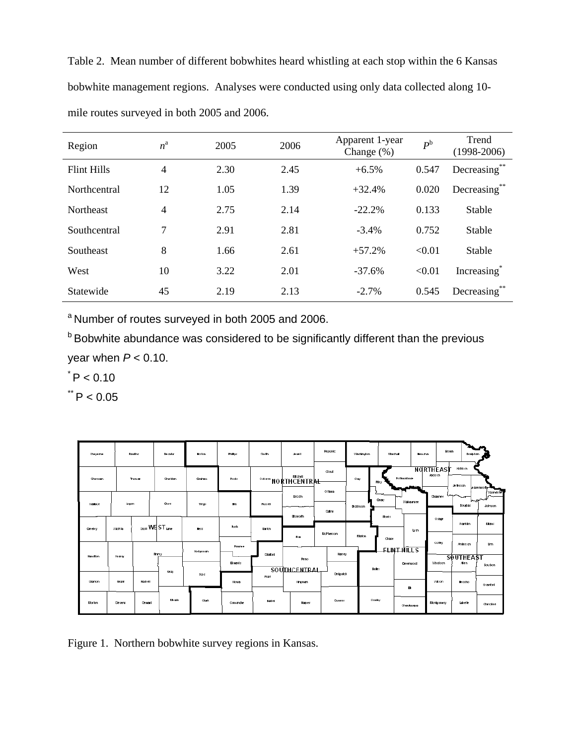Table 2. Mean number of different bobwhites heard whistling at each stop within the 6 Kansas bobwhite management regions. Analyses were conducted using only data collected along 10-mile routes surveyed in both 2005 and 2006.

| Region | $n^a$ | 2005 | 2006 | Apparent 1-year Change (%) | $P^b$ | Trend (1998-2006) |
|---|---|---|---|---|---|---|
| Flint Hills | 4 | 2.30 | 2.45 | +6.5% | 0.547 | Decreasing** |
| Northcentral | 12 | 1.05 | 1.39 | +32.4% | 0.020 | Decreasing** |
| Northeast | 4 | 2.75 | 2.14 | -22.2% | 0.133 | Stable |
| Southcentral | 7 | 2.91 | 2.81 | -3.4% | 0.752 | Stable |
| Southeast | 8 | 1.66 | 2.61 | +57.2% | <0.01 | Stable |
| West | 10 | 3.22 | 2.01 | -37.6% | <0.01 | Increasing* |
| Statewide | 45 | 2.19 | 2.13 | -2.7% | 0.545 | Decreasing** |

[a] Number of routes surveyed in both 2005 and 2006.

[b] Bobwhite abundance was considered to be significantly different than the previous year when $P < 0.10$.

\* $P < 0.10$

\*\* $P < 0.05$

Figure 1. Northern bobwhite survey regions in Kansas.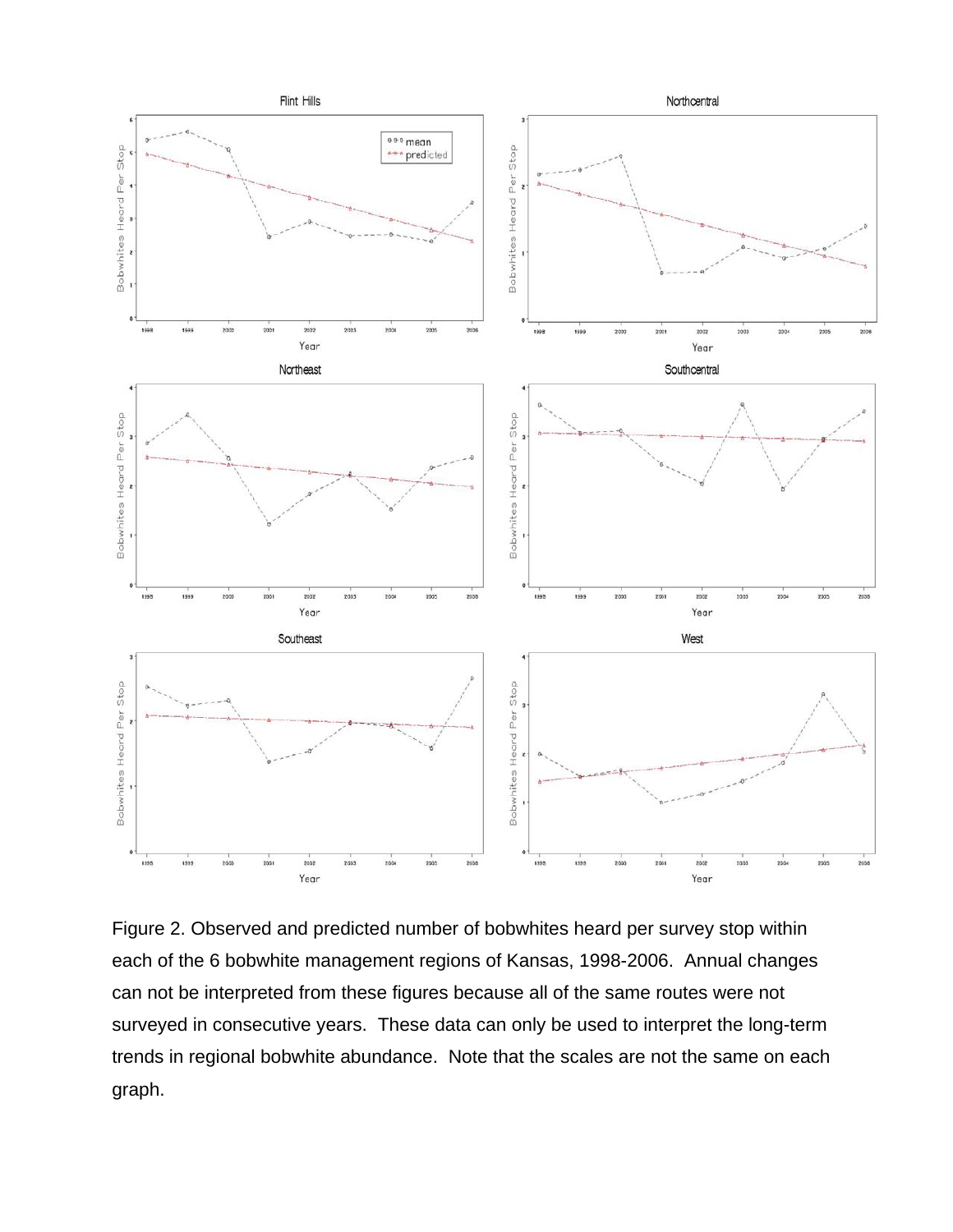Figure 2. Observed and predicted number of bobwhites heard per survey stop within each of the 6 bobwhite management regions of Kansas, 1998-2006. Annual changes can not be interpreted from these figures because all of the same routes were not surveyed in consecutive years. These data can only be used to interpret the long-term trends in regional bobwhite abundance. Note that the scales are not the same on each graph.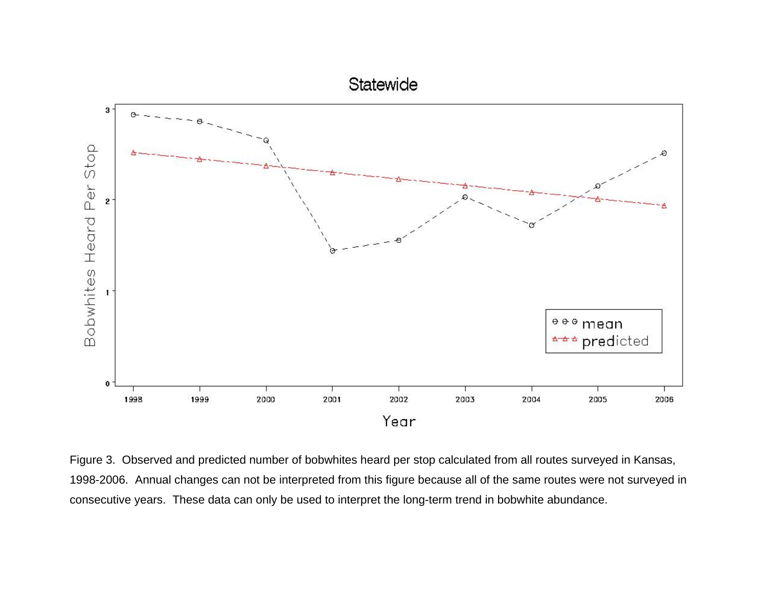Statewide

Bobwhites Heard Per Stop

3

2

1

0

1998 1999 2000 2001 2002 2003 2004 2005 2006

Year

mean
predicted

Figure 3. Observed and predicted number of bobwhites heard per stop calculated from all routes surveyed in Kansas, 1998-2006. Annual changes can not be interpreted from this figure because all of the same routes were not surveyed in consecutive years. These data can only be used to interpret the long-term trend in bobwhite abundance.